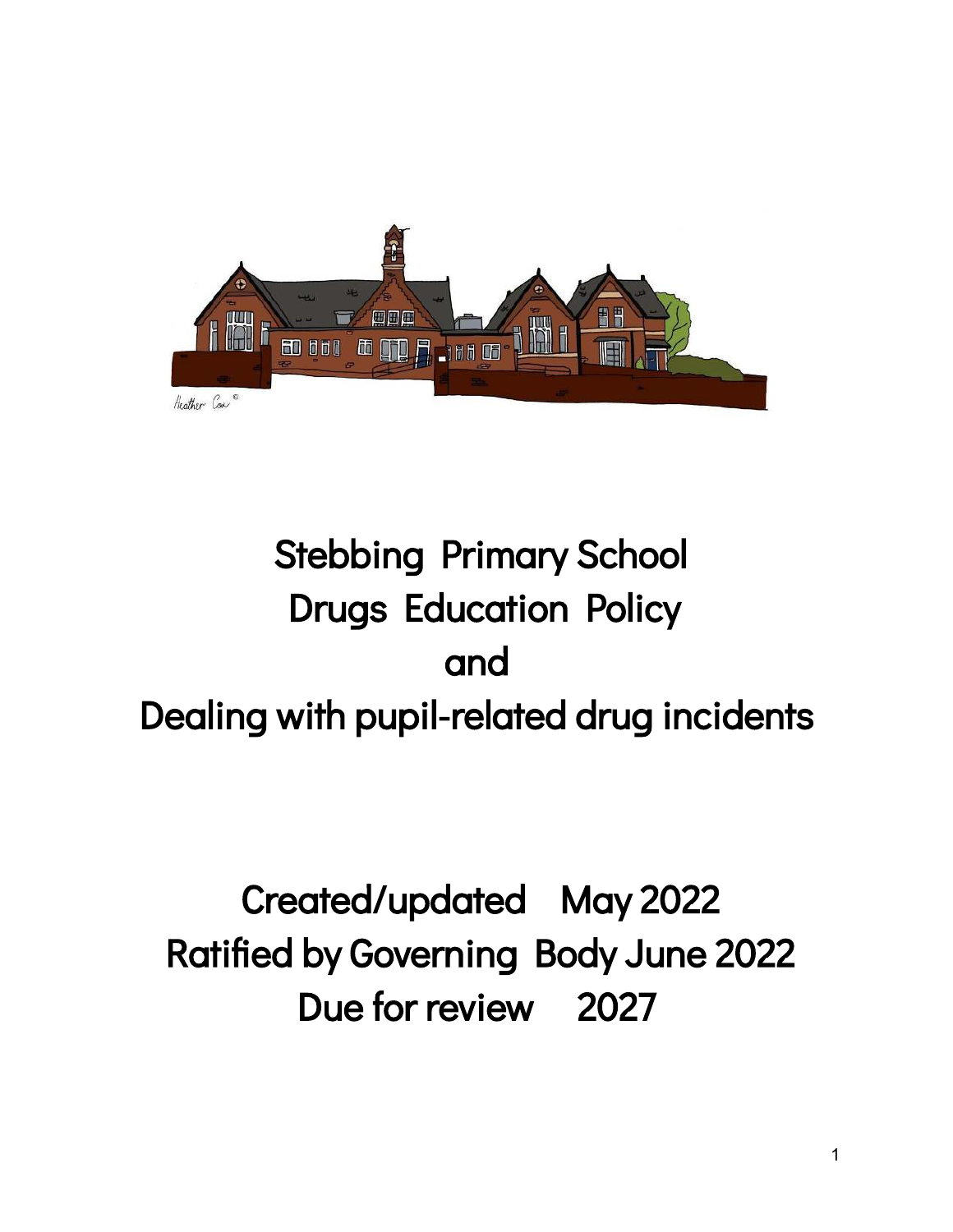# Stebbing Primary School
# Drugs Education Policy
# and
# Dealing with pupil-related drug incidents

Created/updated May 2022

Ratified by Governing Body June 2022

Due for review 2027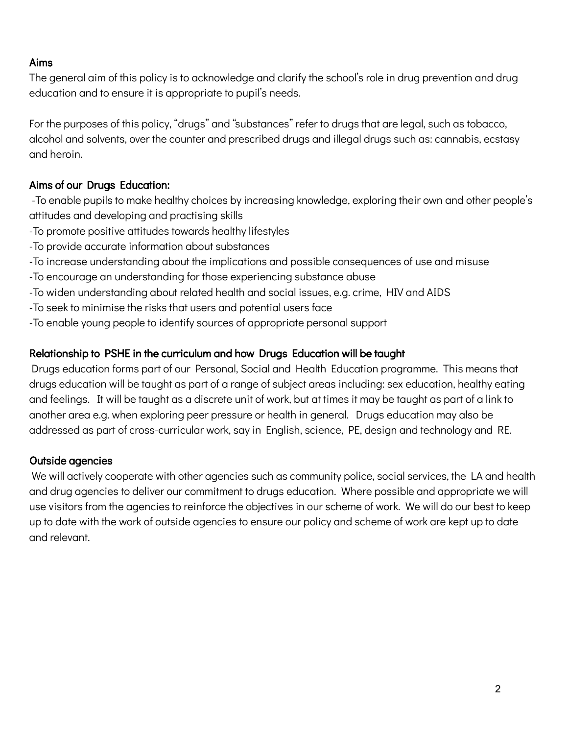## Aims

The general aim of this policy is to acknowledge and clarify the school's role in drug prevention and drug education and to ensure it is appropriate to pupil's needs.

For the purposes of this policy, "drugs" and "substances" refer to drugs that are legal, such as tobacco, alcohol and solvents, over the counter and prescribed drugs and illegal drugs such as: cannabis, ecstasy and heroin.

## Aims of our Drugs Education:

- -To enable pupils to make healthy choices by increasing knowledge, exploring their own and other people's attitudes and developing and practising skills
- -To promote positive attitudes towards healthy lifestyles
- -To provide accurate information about substances
- -To increase understanding about the implications and possible consequences of use and misuse
- -To encourage an understanding for those experiencing substance abuse
- -To widen understanding about related health and social issues, e.g. crime, HIV and AIDS
- -To seek to minimise the risks that users and potential users face
- -To enable young people to identify sources of appropriate personal support

## Relationship to PSHE in the curriculum and how Drugs Education will be taught

Drugs education forms part of our Personal, Social and Health Education programme. This means that drugs education will be taught as part of a range of subject areas including: sex education, healthy eating and feelings. It will be taught as a discrete unit of work, but at times it may be taught as part of a link to another area e.g. when exploring peer pressure or health in general. Drugs education may also be addressed as part of cross-curricular work, say in English, science, PE, design and technology and RE.

## Outside agencies

We will actively cooperate with other agencies such as community police, social services, the LA and health and drug agencies to deliver our commitment to drugs education. Where possible and appropriate we will use visitors from the agencies to reinforce the objectives in our scheme of work. We will do our best to keep up to date with the work of outside agencies to ensure our policy and scheme of work are kept up to date and relevant.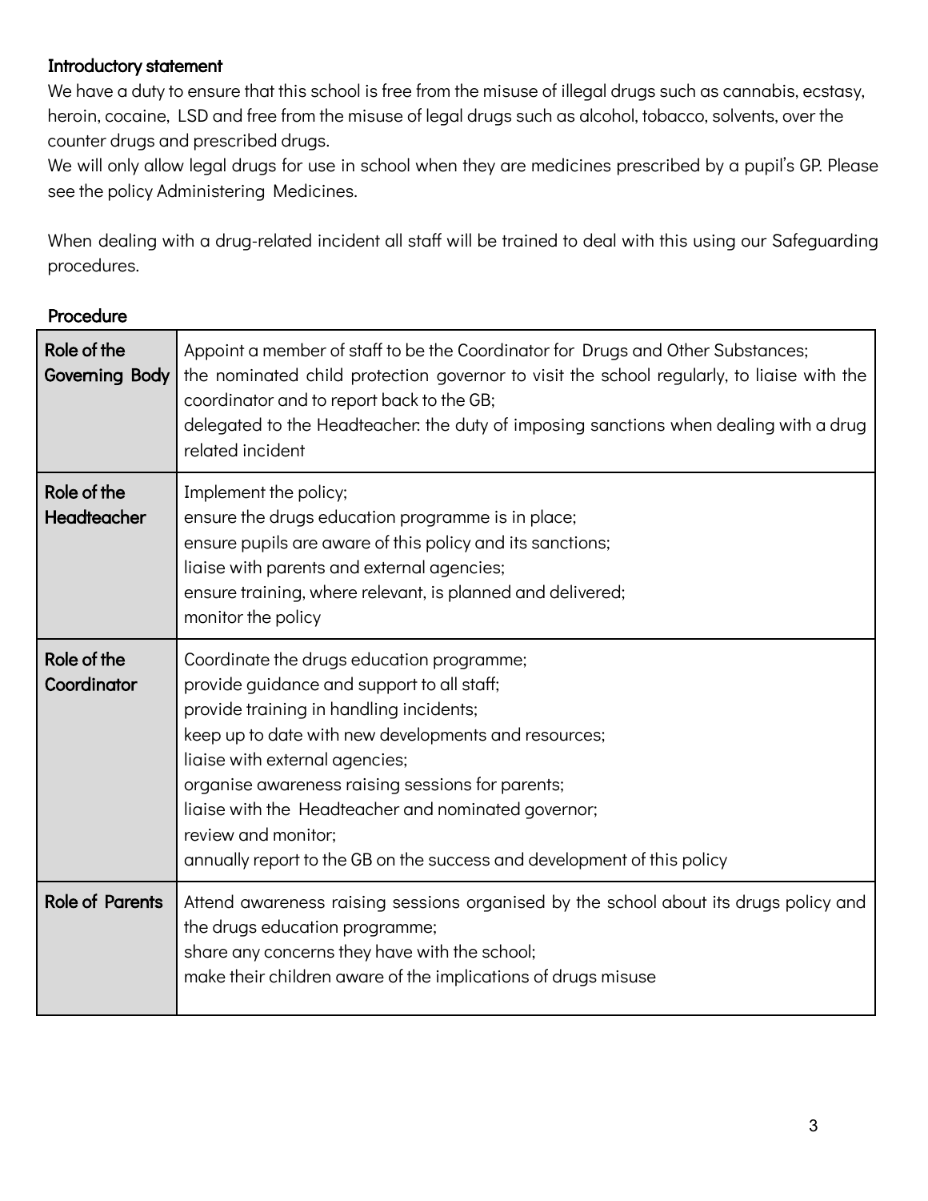### Introductory statement

We have a duty to ensure that this school is free from the misuse of illegal drugs such as cannabis, ecstasy, heroin, cocaine, LSD and free from the misuse of legal drugs such as alcohol, tobacco, solvents, over the counter drugs and prescribed drugs.

We will only allow legal drugs for use in school when they are medicines prescribed by a pupil's GP. Please see the policy Administering Medicines.

When dealing with a drug-related incident all staff will be trained to deal with this using our Safeguarding procedures.

### Procedure

| | |
|---|---|
| **Role of the Governing Body** | Appoint a member of staff to be the Coordinator for Drugs and Other Substances;<br>the nominated child protection governor to visit the school regularly, to liaise with the coordinator and to report back to the GB;<br>delegated to the Headteacher: the duty of imposing sanctions when dealing with a drug related incident |
| **Role of the Headteacher** | Implement the policy;<br>ensure the drugs education programme is in place;<br>ensure pupils are aware of this policy and its sanctions;<br>liaise with parents and external agencies;<br>ensure training, where relevant, is planned and delivered;<br>monitor the policy |
| **Role of the Coordinator** | Coordinate the drugs education programme;<br>provide guidance and support to all staff;<br>provide training in handling incidents;<br>keep up to date with new developments and resources;<br>liaise with external agencies;<br>organise awareness raising sessions for parents;<br>liaise with the Headteacher and nominated governor;<br>review and monitor;<br>annually report to the GB on the success and development of this policy |
| **Role of Parents** | Attend awareness raising sessions organised by the school about its drugs policy and the drugs education programme;<br>share any concerns they have with the school;<br>make their children aware of the implications of drugs misuse |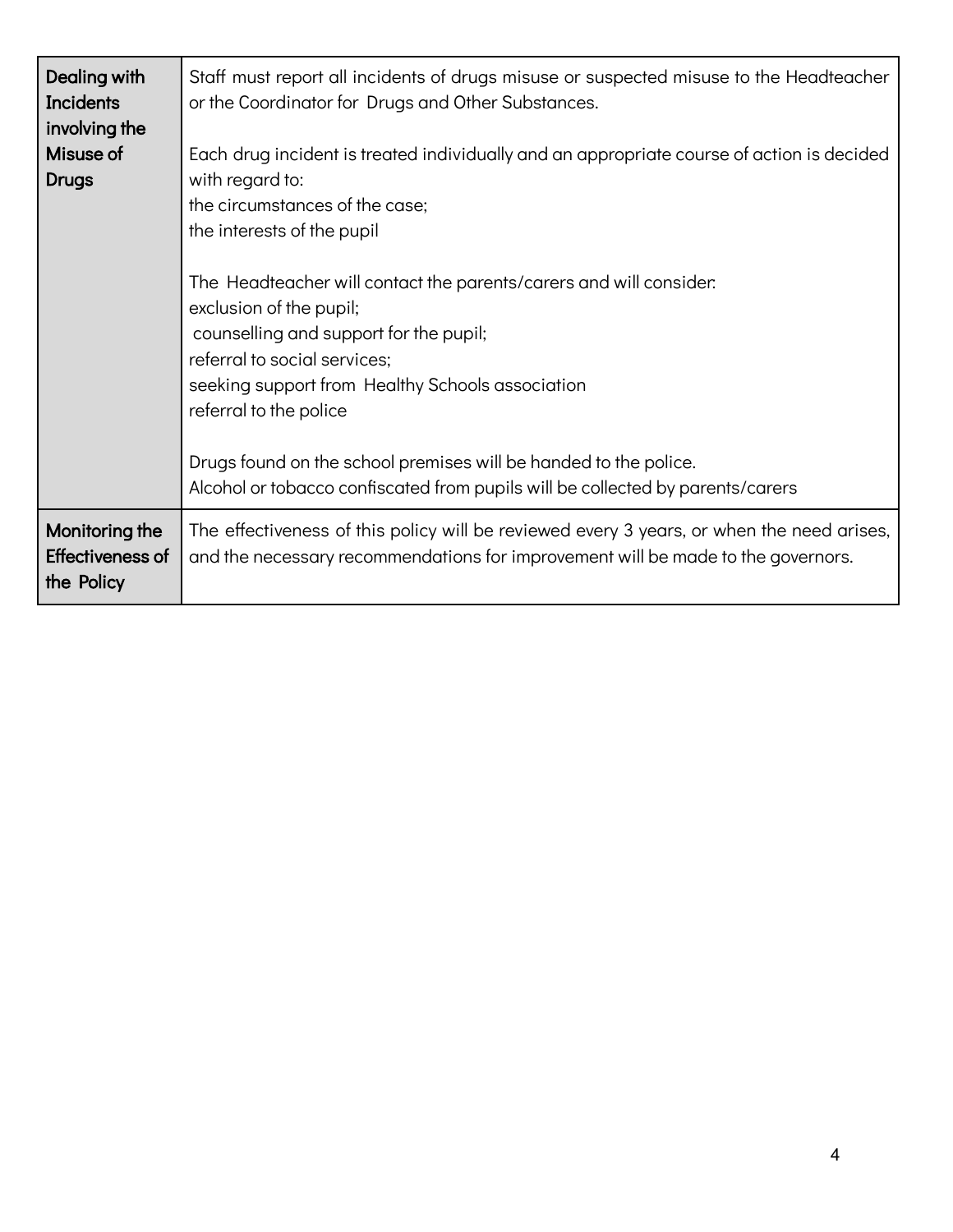| | |
|---|---|
| **Dealing with Incidents involving the Misuse of Drugs** | Staff must report all incidents of drugs misuse or suspected misuse to the Headteacher or the Coordinator for Drugs and Other Substances.<br><br>Each drug incident is treated individually and an appropriate course of action is decided with regard to:<br>the circumstances of the case;<br>the interests of the pupil<br><br>The Headteacher will contact the parents/carers and will consider:<br>exclusion of the pupil;<br>counselling and support for the pupil;<br>referral to social services;<br>seeking support from Healthy Schools association<br>referral to the police<br><br>Drugs found on the school premises will be handed to the police.<br>Alcohol or tobacco confiscated from pupils will be collected by parents/carers |
| **Monitoring the Effectiveness of the Policy** | The effectiveness of this policy will be reviewed every 3 years, or when the need arises, and the necessary recommendations for improvement will be made to the governors. |